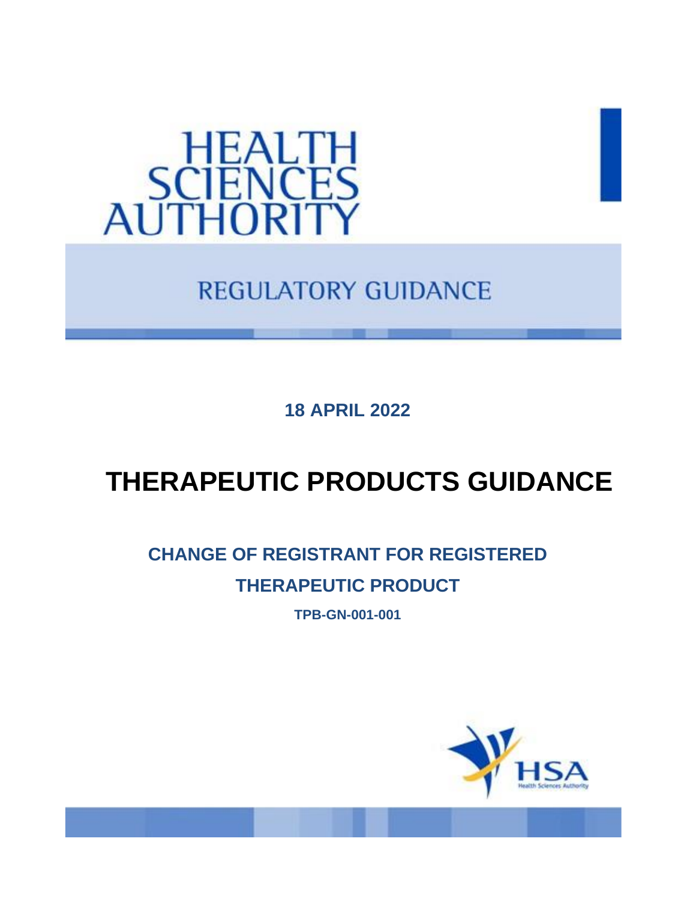HEALTH SCIENCES AUTHORITY

REGULATORY GUIDANCE

**18 APRIL 2022**

# THERAPEUTIC PRODUCTS GUIDANCE

## CHANGE OF REGISTRANT FOR REGISTERED THERAPEUTIC PRODUCT

**TPB-GN-001-001**

HSA
Health Sciences Authority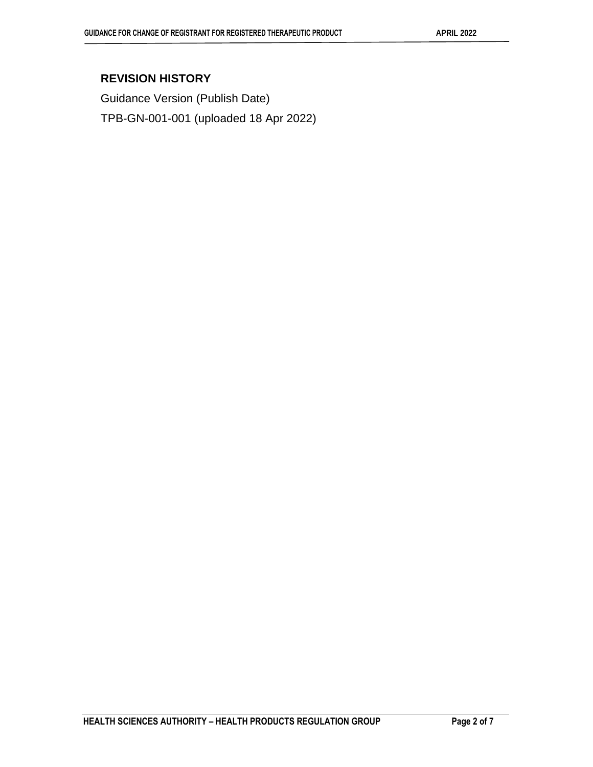## REVISION HISTORY

Guidance Version (Publish Date)

TPB-GN-001-001 (uploaded 18 Apr 2022)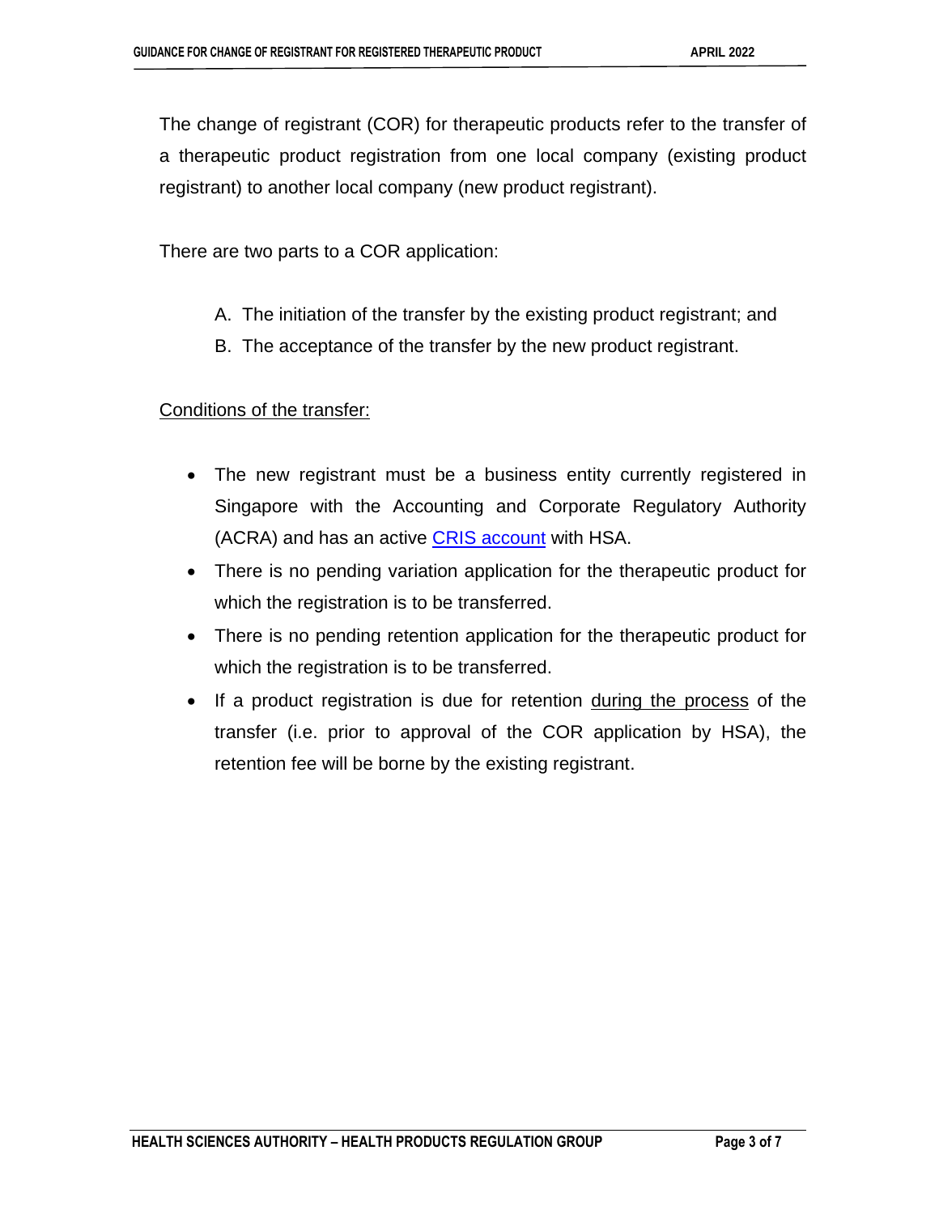The change of registrant (COR) for therapeutic products refer to the transfer of a therapeutic product registration from one local company (existing product registrant) to another local company (new product registrant).

There are two parts to a COR application:

A. The initiation of the transfer by the existing product registrant; and
B. The acceptance of the transfer by the new product registrant.

Conditions of the transfer:

- The new registrant must be a business entity currently registered in Singapore with the Accounting and Corporate Regulatory Authority (ACRA) and has an active CRIS account with HSA.
- There is no pending variation application for the therapeutic product for which the registration is to be transferred.
- There is no pending retention application for the therapeutic product for which the registration is to be transferred.
- If a product registration is due for retention during the process of the transfer (i.e. prior to approval of the COR application by HSA), the retention fee will be borne by the existing registrant.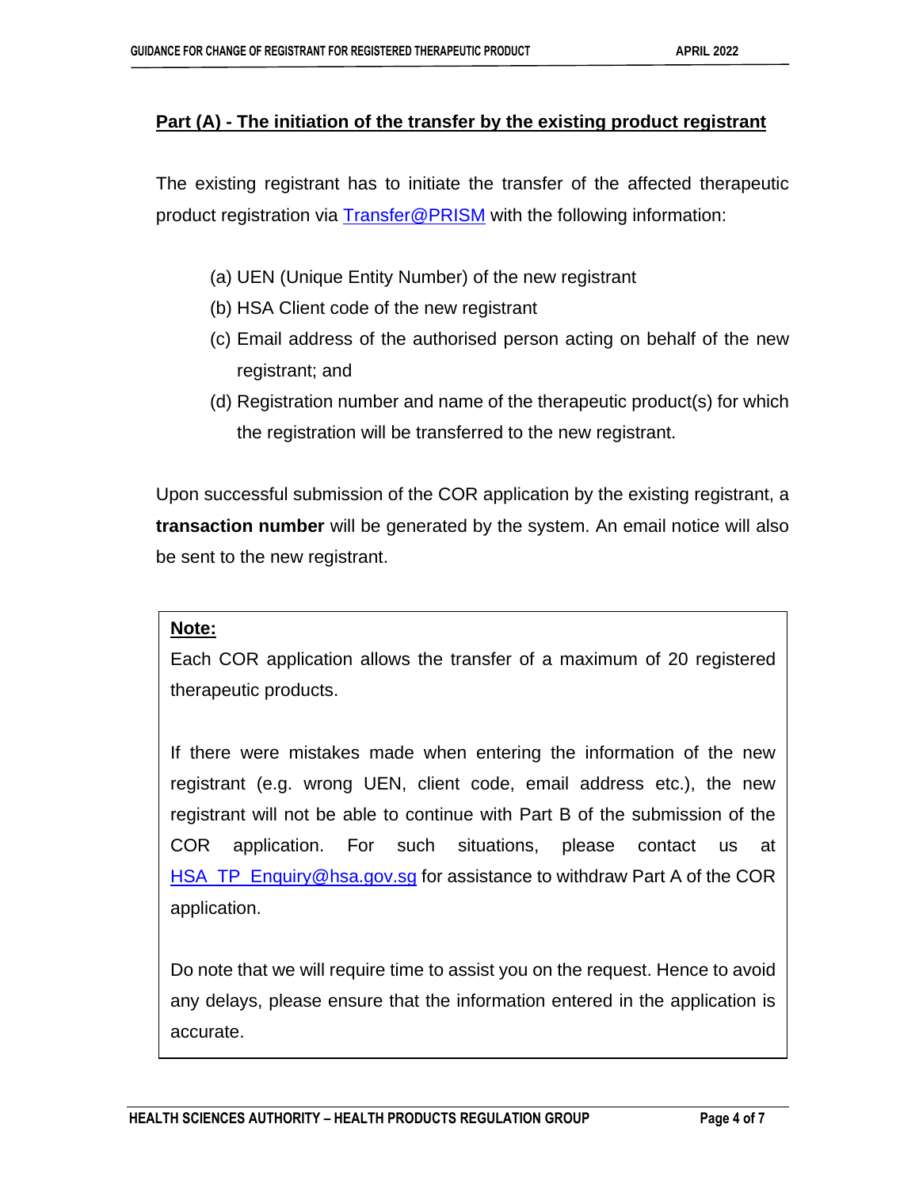**Part (A) - The initiation of the transfer by the existing product registrant**

The existing registrant has to initiate the transfer of the affected therapeutic product registration via Transfer@PRISM with the following information:

(a) UEN (Unique Entity Number) of the new registrant
(b) HSA Client code of the new registrant
(c) Email address of the authorised person acting on behalf of the new registrant; and
(d) Registration number and name of the therapeutic product(s) for which the registration will be transferred to the new registrant.

Upon successful submission of the COR application by the existing registrant, a **transaction number** will be generated by the system. An email notice will also be sent to the new registrant.

> **Note:**
>
> Each COR application allows the transfer of a maximum of 20 registered therapeutic products.
>
> If there were mistakes made when entering the information of the new registrant (e.g. wrong UEN, client code, email address etc.), the new registrant will not be able to continue with Part B of the submission of the COR application. For such situations, please contact us at HSA_TP_Enquiry@hsa.gov.sg for assistance to withdraw Part A of the COR application.
>
> Do note that we will require time to assist you on the request. Hence to avoid any delays, please ensure that the information entered in the application is accurate.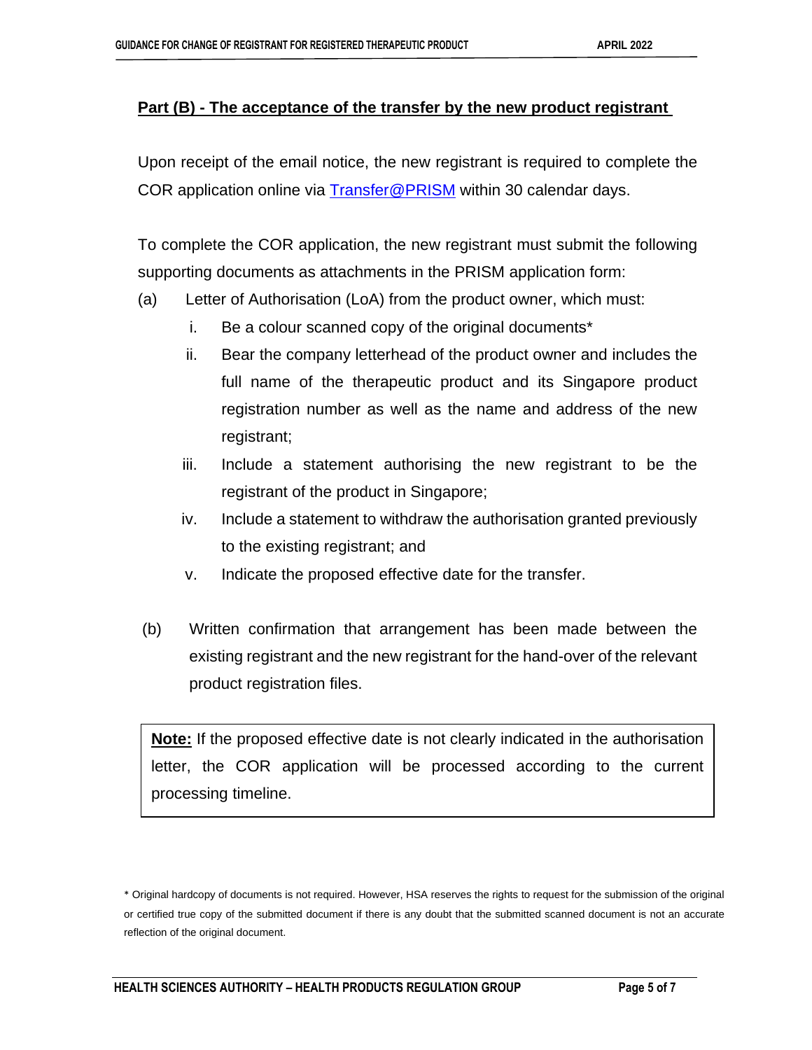## Part (B) - The acceptance of the transfer by the new product registrant

Upon receipt of the email notice, the new registrant is required to complete the COR application online via [Transfer@PRISM](Transfer@PRISM) within 30 calendar days.

To complete the COR application, the new registrant must submit the following supporting documents as attachments in the PRISM application form:

(a) Letter of Authorisation (LoA) from the product owner, which must:

   i. Be a colour scanned copy of the original documents*

   ii. Bear the company letterhead of the product owner and includes the full name of the therapeutic product and its Singapore product registration number as well as the name and address of the new registrant;

   iii. Include a statement authorising the new registrant to be the registrant of the product in Singapore;

   iv. Include a statement to withdraw the authorisation granted previously to the existing registrant; and

   v. Indicate the proposed effective date for the transfer.

(b) Written confirmation that arrangement has been made between the existing registrant and the new registrant for the hand-over of the relevant product registration files.

> **Note:** If the proposed effective date is not clearly indicated in the authorisation letter, the COR application will be processed according to the current processing timeline.

* Original hardcopy of documents is not required. However, HSA reserves the rights to request for the submission of the original or certified true copy of the submitted document if there is any doubt that the submitted scanned document is not an accurate reflection of the original document.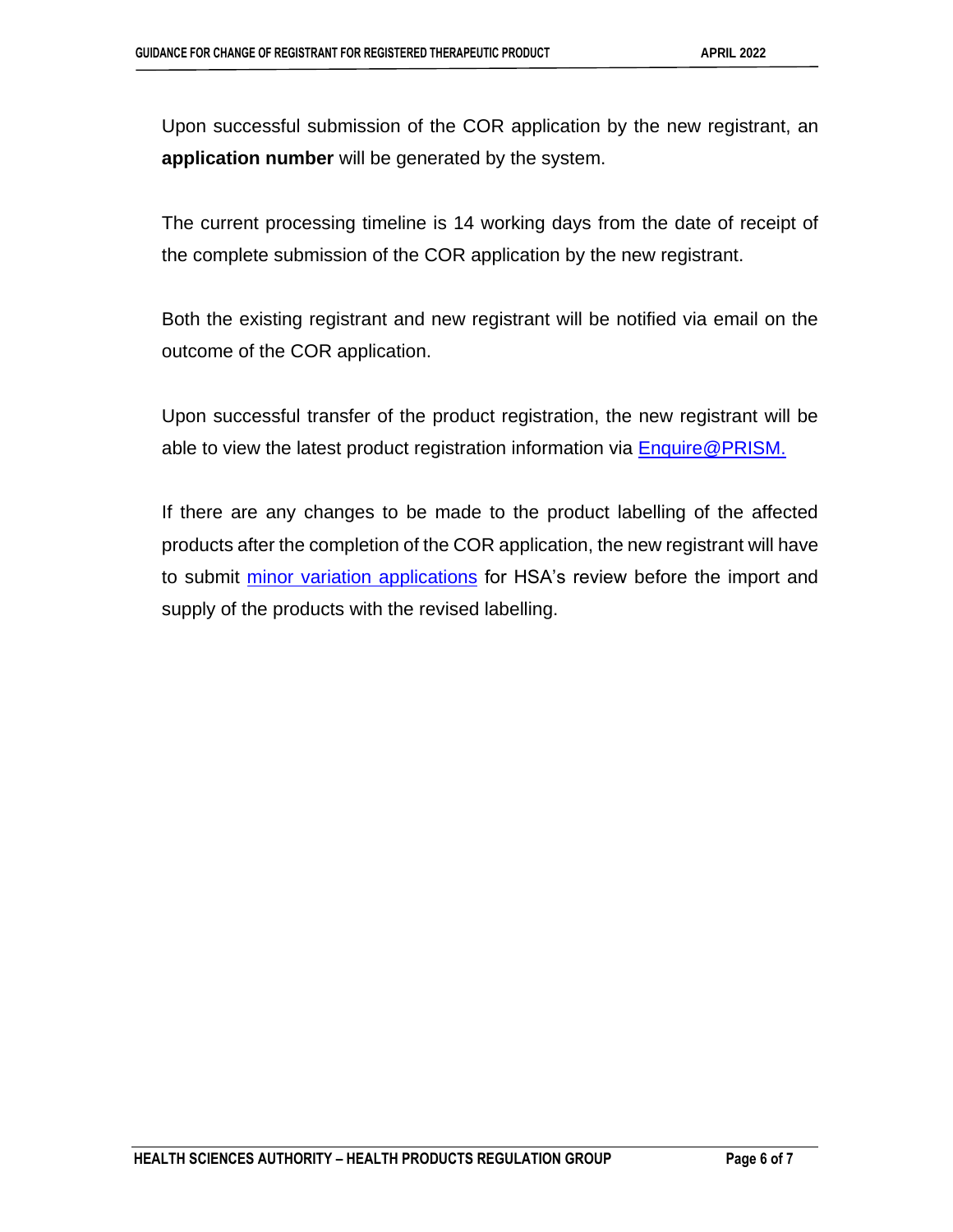Upon successful submission of the COR application by the new registrant, an **application number** will be generated by the system.

The current processing timeline is 14 working days from the date of receipt of the complete submission of the COR application by the new registrant.

Both the existing registrant and new registrant will be notified via email on the outcome of the COR application.

Upon successful transfer of the product registration, the new registrant will be able to view the latest product registration information via Enquire@PRISM.

If there are any changes to be made to the product labelling of the affected products after the completion of the COR application, the new registrant will have to submit minor variation applications for HSA's review before the import and supply of the products with the revised labelling.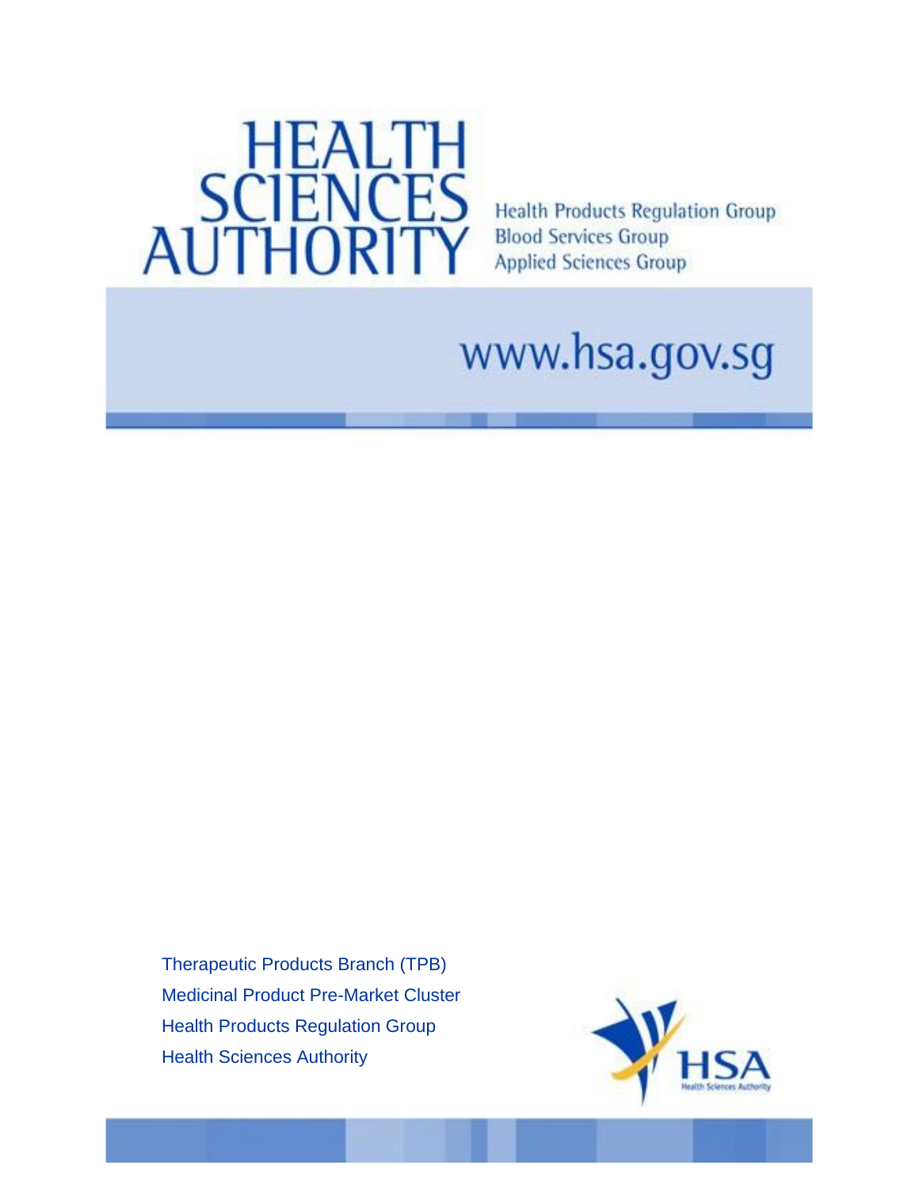HEALTH SCIENCES AUTHORITY

Health Products Regulation Group
Blood Services Group
Applied Sciences Group

www.hsa.gov.sg

Therapeutic Products Branch (TPB)
Medicinal Product Pre-Market Cluster
Health Products Regulation Group
Health Sciences Authority

HSA
Health Sciences Authority